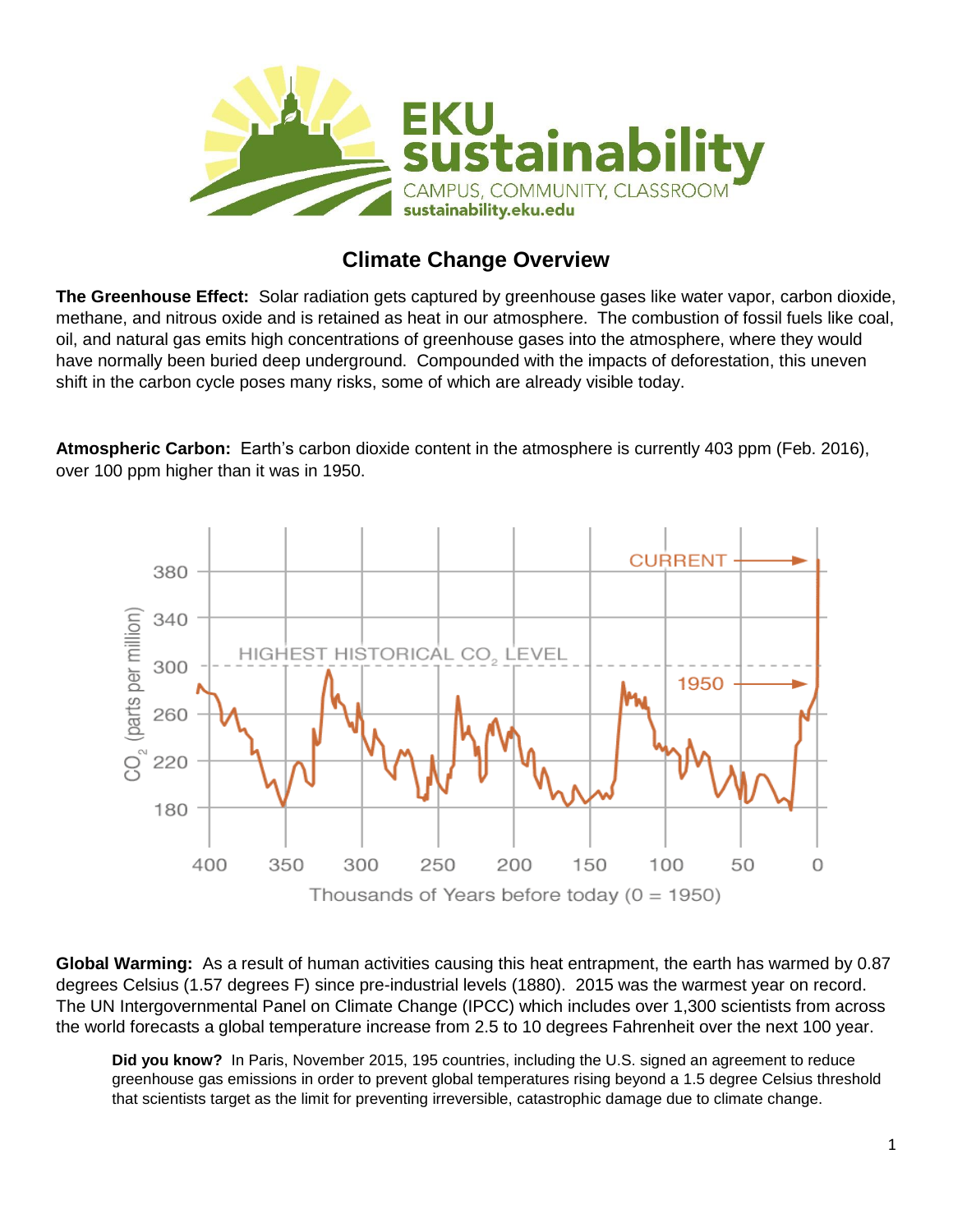# Climate Change Overview

**The Greenhouse Effect:** Solar radiation gets captured by greenhouse gases like water vapor, carbon dioxide, methane, and nitrous oxide and is retained as heat in our atmosphere. The combustion of fossil fuels like coal, oil, and natural gas emits high concentrations of greenhouse gases into the atmosphere, where they would have normally been buried deep underground. Compounded with the impacts of deforestation, this uneven shift in the carbon cycle poses many risks, some of which are already visible today.

**Atmospheric Carbon:** Earth's carbon dioxide content in the atmosphere is currently 403 ppm (Feb. 2016), over 100 ppm higher than it was in 1950.

**Global Warming:** As a result of human activities causing this heat entrapment, the earth has warmed by 0.87 degrees Celsius (1.57 degrees F) since pre-industrial levels (1880). 2015 was the warmest year on record. The UN Intergovernmental Panel on Climate Change (IPCC) which includes over 1,300 scientists from across the world forecasts a global temperature increase from 2.5 to 10 degrees Fahrenheit over the next 100 year.

**Did you know?** In Paris, November 2015, 195 countries, including the U.S. signed an agreement to reduce greenhouse gas emissions in order to prevent global temperatures rising beyond a 1.5 degree Celsius threshold that scientists target as the limit for preventing irreversible, catastrophic damage due to climate change.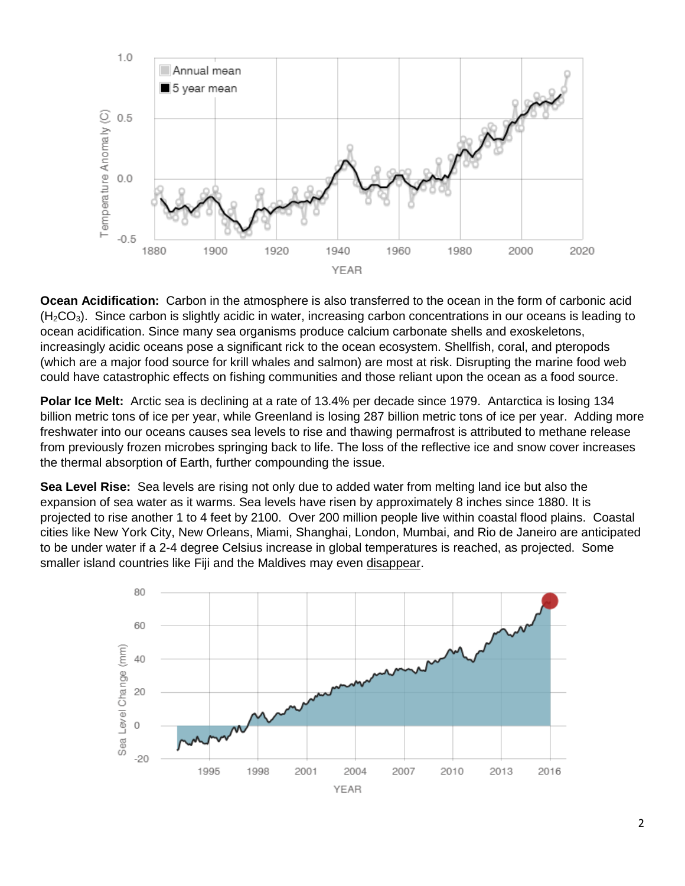**Ocean Acidification:** Carbon in the atmosphere is also transferred to the ocean in the form of carbonic acid ($H_2CO_3$). Since carbon is slightly acidic in water, increasing carbon concentrations in our oceans is leading to ocean acidification. Since many sea organisms produce calcium carbonate shells and exoskeletons, increasingly acidic oceans pose a significant rick to the ocean ecosystem. Shellfish, coral, and pteropods (which are a major food source for krill whales and salmon) are most at risk. Disrupting the marine food web could have catastrophic effects on fishing communities and those reliant upon the ocean as a food source.

**Polar Ice Melt:** Arctic sea is declining at a rate of 13.4% per decade since 1979. Antarctica is losing 134 billion metric tons of ice per year, while Greenland is losing 287 billion metric tons of ice per year. Adding more freshwater into our oceans causes sea levels to rise and thawing permafrost is attributed to methane release from previously frozen microbes springing back to life. The loss of the reflective ice and snow cover increases the thermal absorption of Earth, further compounding the issue.

**Sea Level Rise:** Sea levels are rising not only due to added water from melting land ice but also the expansion of sea water as it warms. Sea levels have risen by approximately 8 inches since 1880. It is projected to rise another 1 to 4 feet by 2100. Over 200 million people live within coastal flood plains. Coastal cities like New York City, New Orleans, Miami, Shanghai, London, Mumbai, and Rio de Janeiro are anticipated to be under water if a 2-4 degree Celsius increase in global temperatures is reached, as projected. Some smaller island countries like Fiji and the Maldives may even disappear.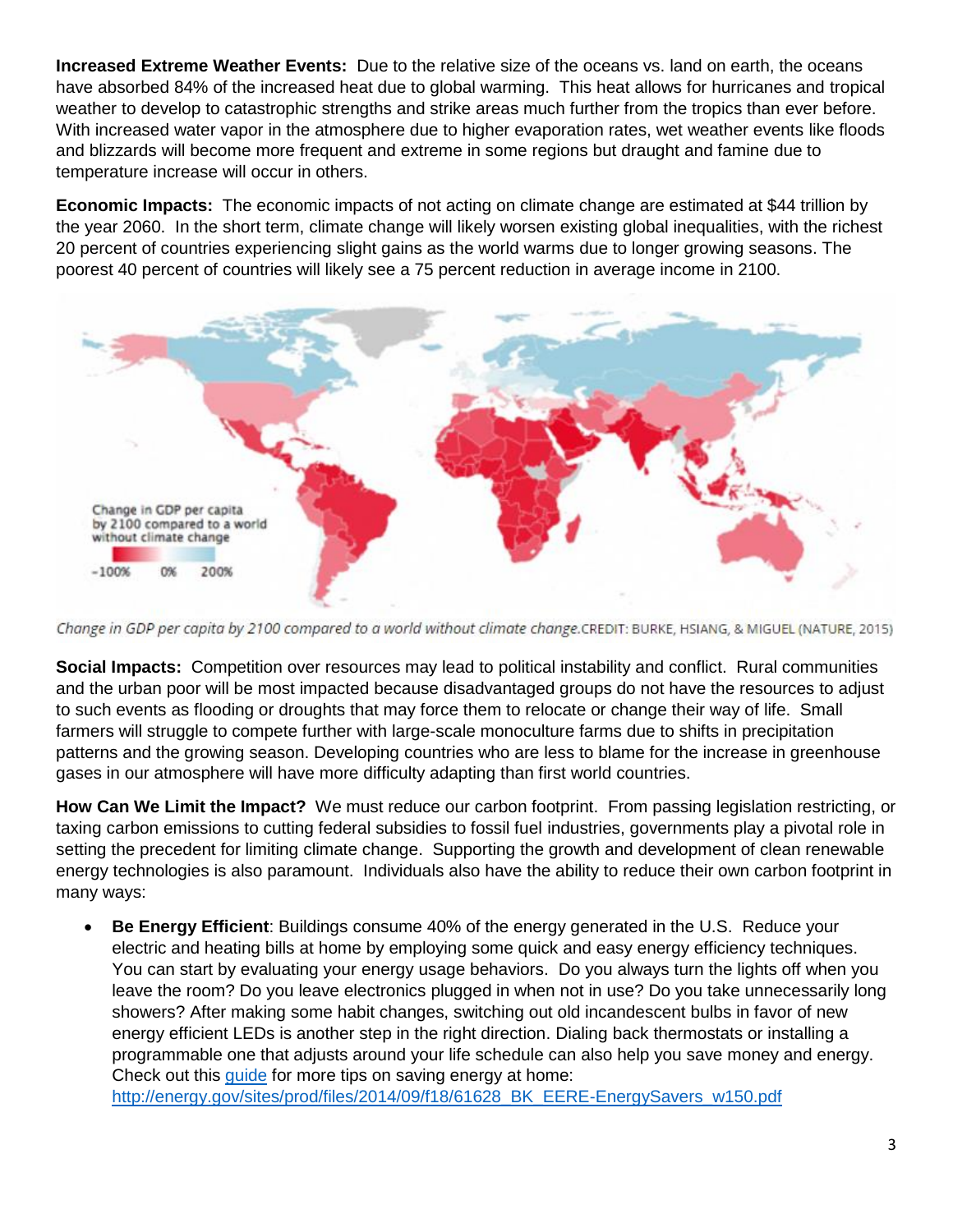**Increased Extreme Weather Events:** Due to the relative size of the oceans vs. land on earth, the oceans have absorbed 84% of the increased heat due to global warming. This heat allows for hurricanes and tropical weather to develop to catastrophic strengths and strike areas much further from the tropics than ever before. With increased water vapor in the atmosphere due to higher evaporation rates, wet weather events like floods and blizzards will become more frequent and extreme in some regions but draught and famine due to temperature increase will occur in others.

**Economic Impacts:** The economic impacts of not acting on climate change are estimated at $44 trillion by the year 2060. In the short term, climate change will likely worsen existing global inequalities, with the richest 20 percent of countries experiencing slight gains as the world warms due to longer growing seasons. The poorest 40 percent of countries will likely see a 75 percent reduction in average income in 2100.

*Change in GDP per capita by 2100 compared to a world without climate change.* CREDIT: BURKE, HSIANG, & MIGUEL (NATURE, 2015)

**Social Impacts:** Competition over resources may lead to political instability and conflict. Rural communities and the urban poor will be most impacted because disadvantaged groups do not have the resources to adjust to such events as flooding or droughts that may force them to relocate or change their way of life. Small farmers will struggle to compete further with large-scale monoculture farms due to shifts in precipitation patterns and the growing season. Developing countries who are less to blame for the increase in greenhouse gases in our atmosphere will have more difficulty adapting than first world countries.

**How Can We Limit the Impact?** We must reduce our carbon footprint. From passing legislation restricting, or taxing carbon emissions to cutting federal subsidies to fossil fuel industries, governments play a pivotal role in setting the precedent for limiting climate change. Supporting the growth and development of clean renewable energy technologies is also paramount. Individuals also have the ability to reduce their own carbon footprint in many ways:

- **Be Energy Efficient**: Buildings consume 40% of the energy generated in the U.S. Reduce your electric and heating bills at home by employing some quick and easy energy efficiency techniques. You can start by evaluating your energy usage behaviors. Do you always turn the lights off when you leave the room? Do you leave electronics plugged in when not in use? Do you take unnecessarily long showers? After making some habit changes, switching out old incandescent bulbs in favor of new energy efficient LEDs is another step in the right direction. Dialing back thermostats or installing a programmable one that adjusts around your life schedule can also help you save money and energy. Check out this guide for more tips on saving energy at home: http://energy.gov/sites/prod/files/2014/09/f18/61628_BK_EERE-EnergySavers_w150.pdf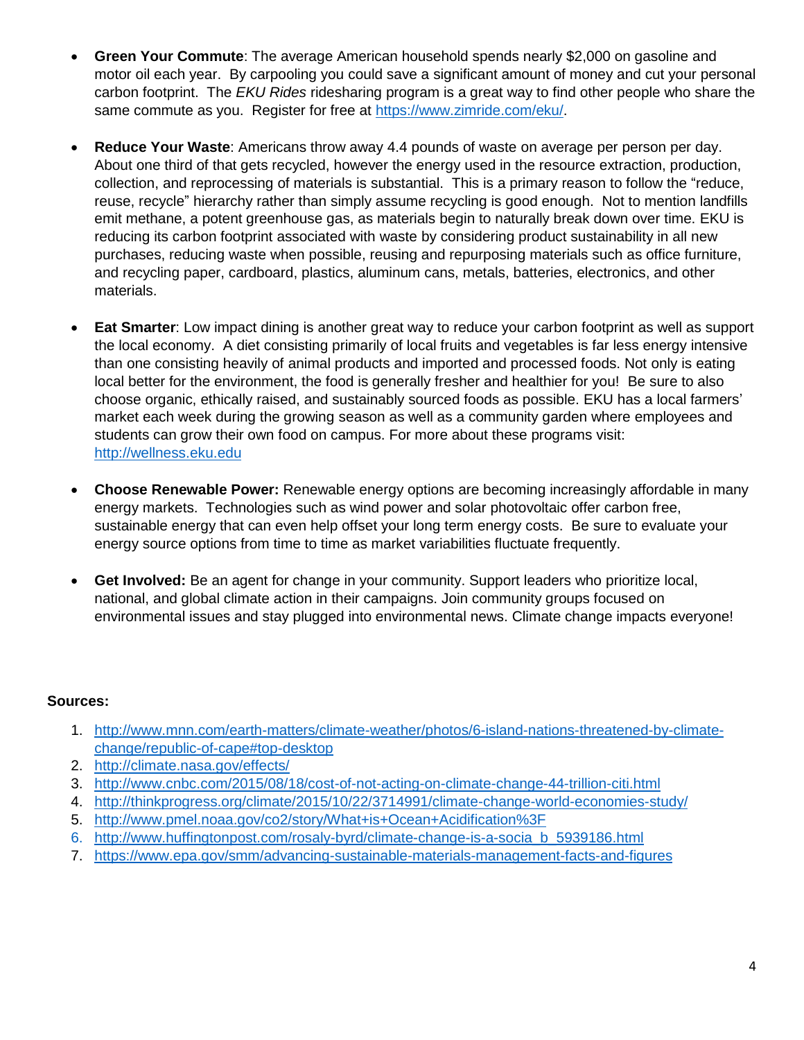- **Green Your Commute**: The average American household spends nearly $2,000 on gasoline and motor oil each year. By carpooling you could save a significant amount of money and cut your personal carbon footprint. The *EKU Rides* ridesharing program is a great way to find other people who share the same commute as you. Register for free at https://www.zimride.com/eku/.

- **Reduce Your Waste**: Americans throw away 4.4 pounds of waste on average per person per day. About one third of that gets recycled, however the energy used in the resource extraction, production, collection, and reprocessing of materials is substantial. This is a primary reason to follow the "reduce, reuse, recycle" hierarchy rather than simply assume recycling is good enough. Not to mention landfills emit methane, a potent greenhouse gas, as materials begin to naturally break down over time. EKU is reducing its carbon footprint associated with waste by considering product sustainability in all new purchases, reducing waste when possible, reusing and repurposing materials such as office furniture, and recycling paper, cardboard, plastics, aluminum cans, metals, batteries, electronics, and other materials.

- **Eat Smarter**: Low impact dining is another great way to reduce your carbon footprint as well as support the local economy. A diet consisting primarily of local fruits and vegetables is far less energy intensive than one consisting heavily of animal products and imported and processed foods. Not only is eating local better for the environment, the food is generally fresher and healthier for you! Be sure to also choose organic, ethically raised, and sustainably sourced foods as possible. EKU has a local farmers' market each week during the growing season as well as a community garden where employees and students can grow their own food on campus. For more about these programs visit: http://wellness.eku.edu

- **Choose Renewable Power:** Renewable energy options are becoming increasingly affordable in many energy markets. Technologies such as wind power and solar photovoltaic offer carbon free, sustainable energy that can even help offset your long term energy costs. Be sure to evaluate your energy source options from time to time as market variabilities fluctuate frequently.

- **Get Involved:** Be an agent for change in your community. Support leaders who prioritize local, national, and global climate action in their campaigns. Join community groups focused on environmental issues and stay plugged into environmental news. Climate change impacts everyone!

**Sources:**

1. http://www.mnn.com/earth-matters/climate-weather/photos/6-island-nations-threatened-by-climate-change/republic-of-cape#top-desktop
2. http://climate.nasa.gov/effects/
3. http://www.cnbc.com/2015/08/18/cost-of-not-acting-on-climate-change-44-trillion-citi.html
4. http://thinkprogress.org/climate/2015/10/22/3714991/climate-change-world-economies-study/
5. http://www.pmel.noaa.gov/co2/story/What+is+Ocean+Acidification%3F
6. http://www.huffingtonpost.com/rosaly-byrd/climate-change-is-a-socia_b_5939186.html
7. https://www.epa.gov/smm/advancing-sustainable-materials-management-facts-and-figures